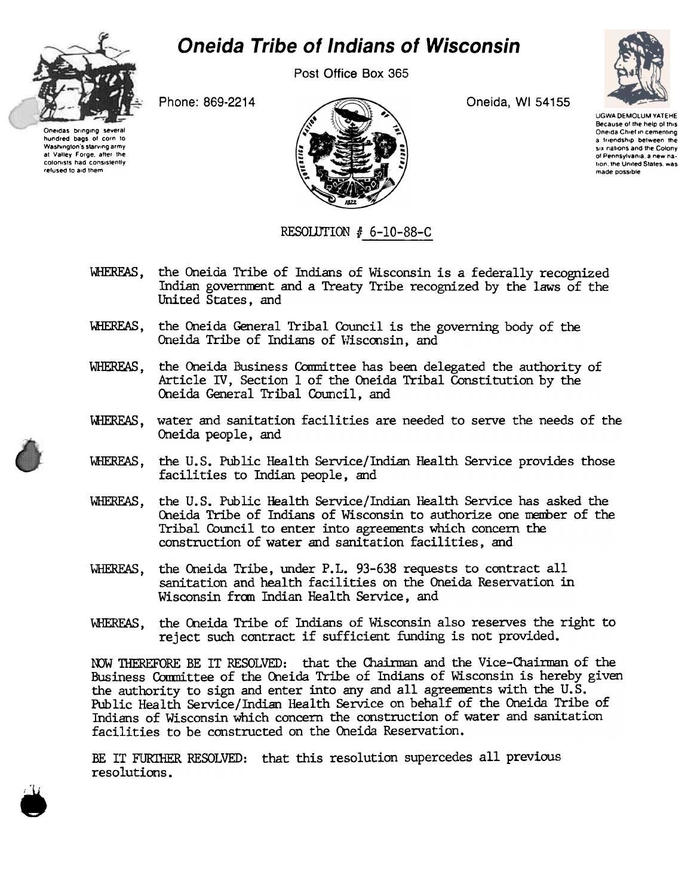# Oneida Tribe of Indians of Wisconsin

Post Office Box 365

Phone: 869-2214

Oneida, WI 54155

Oneidas bringing several hundred bags of corn to Washington's starving army at Valley Forge, after the colonists had consistently refused to aid them

UGWA DEMOLUM YATEHE
Because of the help of this Oneida Chief in cementing a friendship between the six nations and the Colony of Pennsylvania, a new nation, the United States, was made possible

RESOLUTION # 6-10-88-C

WHEREAS, the Oneida Tribe of Indians of Wisconsin is a federally recognized Indian government and a Treaty Tribe recognized by the laws of the United States, and

WHEREAS, the Oneida General Tribal Council is the governing body of the Oneida Tribe of Indians of Wisconsin, and

WHEREAS, the Oneida Business Committee has been delegated the authority of Article IV, Section 1 of the Oneida Tribal Constitution by the Oneida General Tribal Council, and

WHEREAS, water and sanitation facilities are needed to serve the needs of the Oneida people, and

WHEREAS, the U.S. Public Health Service/Indian Health Service provides those facilities to Indian people, and

WHEREAS, the U.S. Public Health Service/Indian Health Service has asked the Oneida Tribe of Indians of Wisconsin to authorize one member of the Tribal Council to enter into agreements which concern the construction of water and sanitation facilities, and

WHEREAS, the Oneida Tribe, under P.L. 93-638 requests to contract all sanitation and health facilities on the Oneida Reservation in Wisconsin from Indian Health Service, and

WHEREAS, the Oneida Tribe of Indians of Wisconsin also reserves the right to reject such contract if sufficient funding is not provided.

NOW THEREFORE BE IT RESOLVED: that the Chairman and the Vice-Chairman of the Business Committee of the Oneida Tribe of Indians of Wisconsin is hereby given the authority to sign and enter into any and all agreements with the U.S. Public Health Service/Indian Health Service on behalf of the Oneida Tribe of Indians of Wisconsin which concern the construction of water and sanitation facilities to be constructed on the Oneida Reservation.

BE IT FURTHER RESOLVED: that this resolution supercedes all previous resolutions.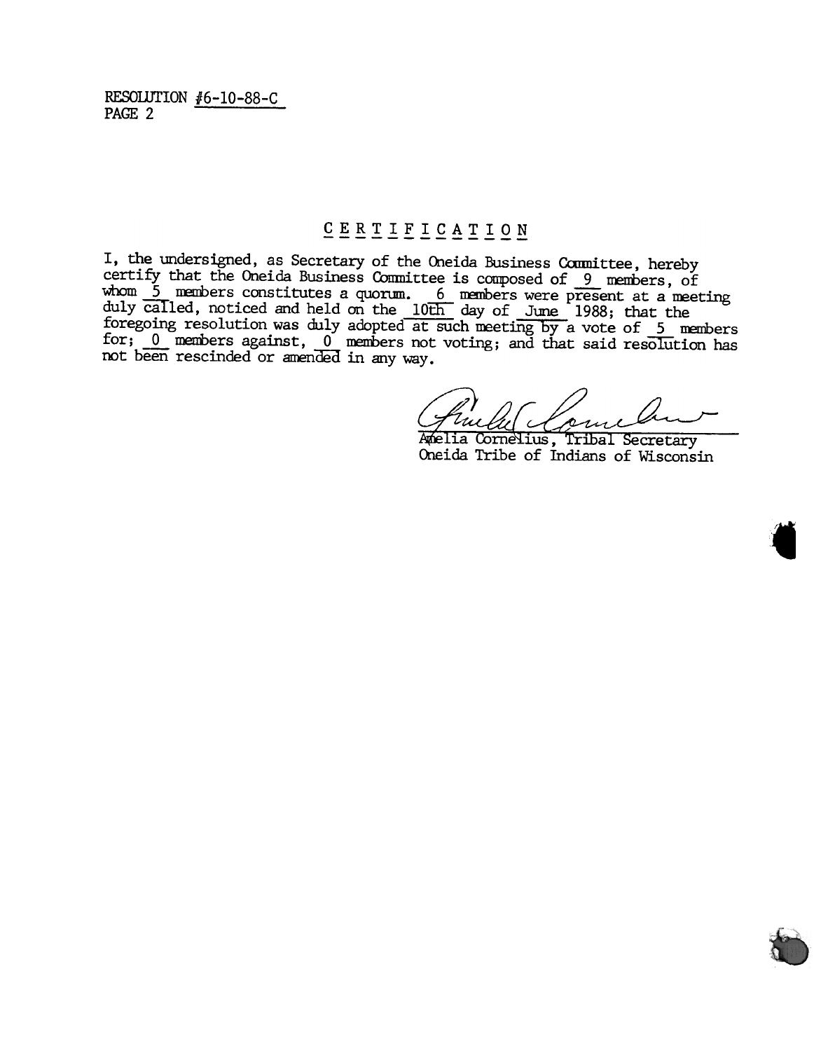RESOLUTION #6-10-88-C
PAGE 2

## CERTIFICATION

I, the undersigned, as Secretary of the Oneida Business Committee, hereby certify that the Oneida Business Committee is composed of 9 members, of whom 5 members constitutes a quorum. 6 members were present at a meeting duly called, noticed and held on the 10th day of June 1988; that the foregoing resolution was duly adopted at such meeting by a vote of 5 members for; 0 members against, 0 members not voting; and that said resolution has not been rescinded or amended in any way.

Amelia Cornelius, Tribal Secretary
Oneida Tribe of Indians of Wisconsin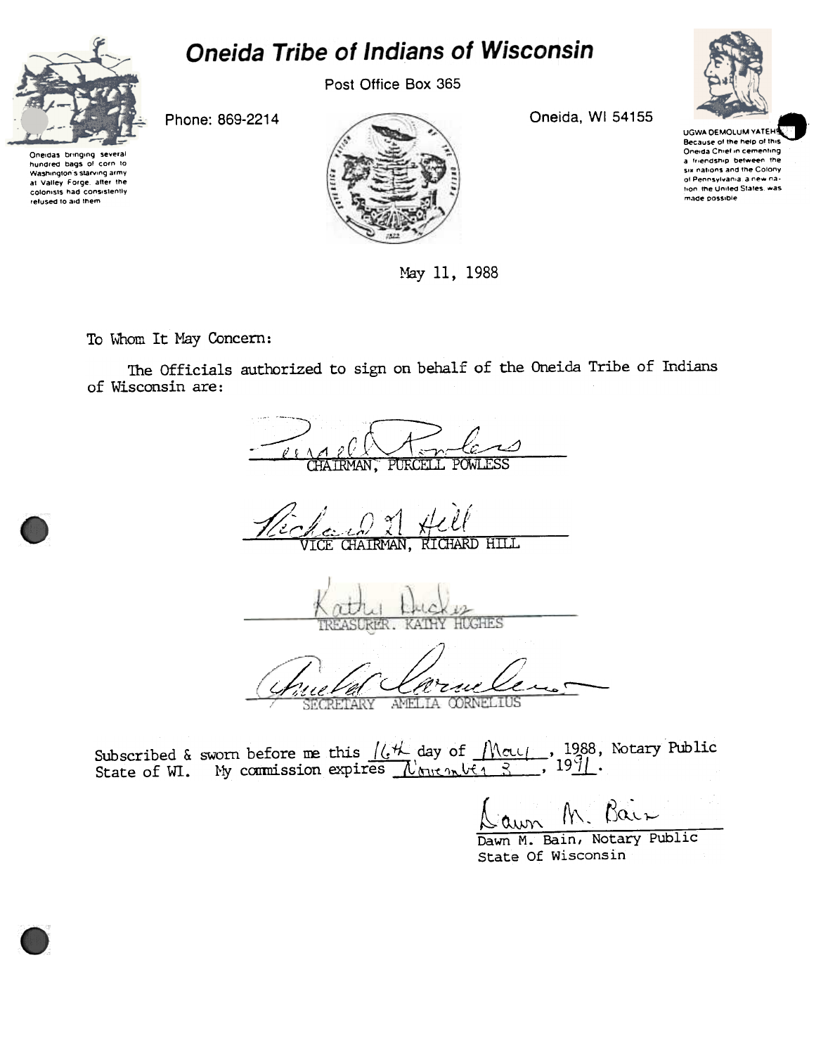# Oneida Tribe of Indians of Wisconsin

Post Office Box 365

Phone: 869-2214

Oneida, WI 54155

Oneidas bringing several hundred bags of corn to Washington's starving army at Valley Forge, after the colonists had consistently refused to aid them

UGWA DEMOLUM YATEHE
Because of the help of this Oneida Chief in cementing a friendship between the six nations and the Colony of Pennsylvania, a new nation, the United States, was made possible

May 11, 1988

To Whom It May Concern:

The Officials authorized to sign on behalf of the Oneida Tribe of Indians of Wisconsin are:

CHAIRMAN, PURCELL POWLESS

VICE CHAIRMAN, RICHARD HILL

TREASURER, KATHY HUGHES

SECRETARY AMELIA CORNELIUS

Subscribed & sworn before me this 16th day of May, 1988, Notary Public State of WI. My commission expires November 3, 1991.

Dawn M. Bain, Notary Public
State Of Wisconsin